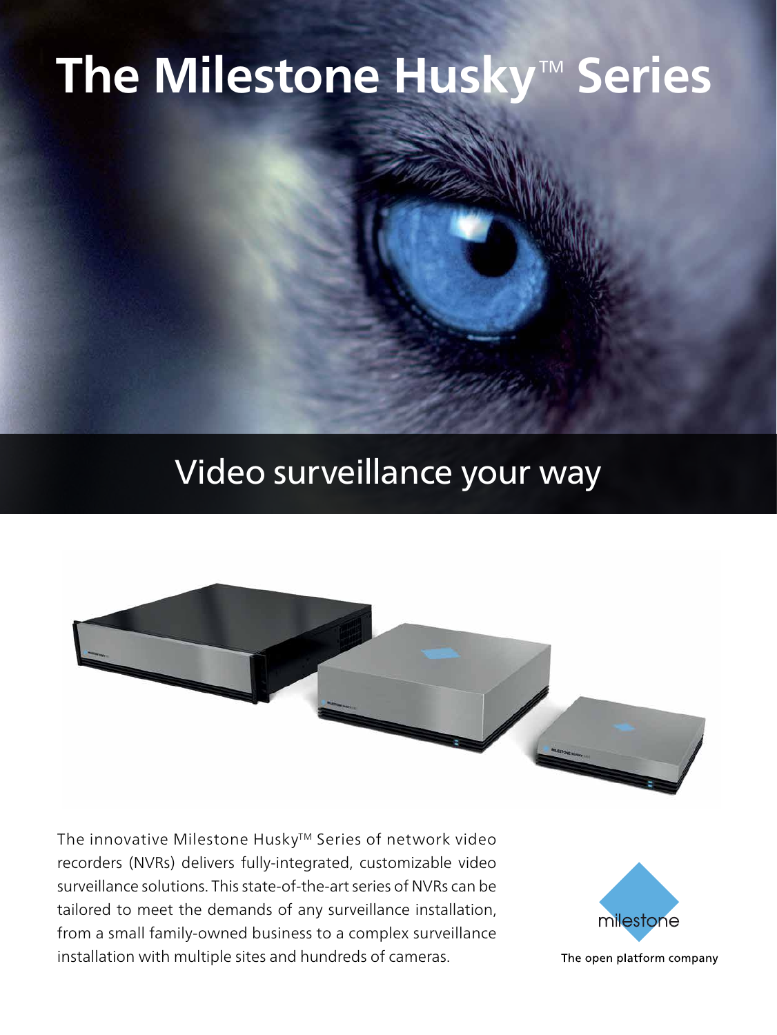# The Milestone Husky™ Series

## Video surveillance your way

The innovative Milestone Husky™ Series of network video recorders (NVRs) delivers fully-integrated, customizable video surveillance solutions. This state-of-the-art series of NVRs can be tailored to meet the demands of any surveillance installation, from a small family-owned business to a complex surveillance installation with multiple sites and hundreds of cameras.

milestone

The open platform company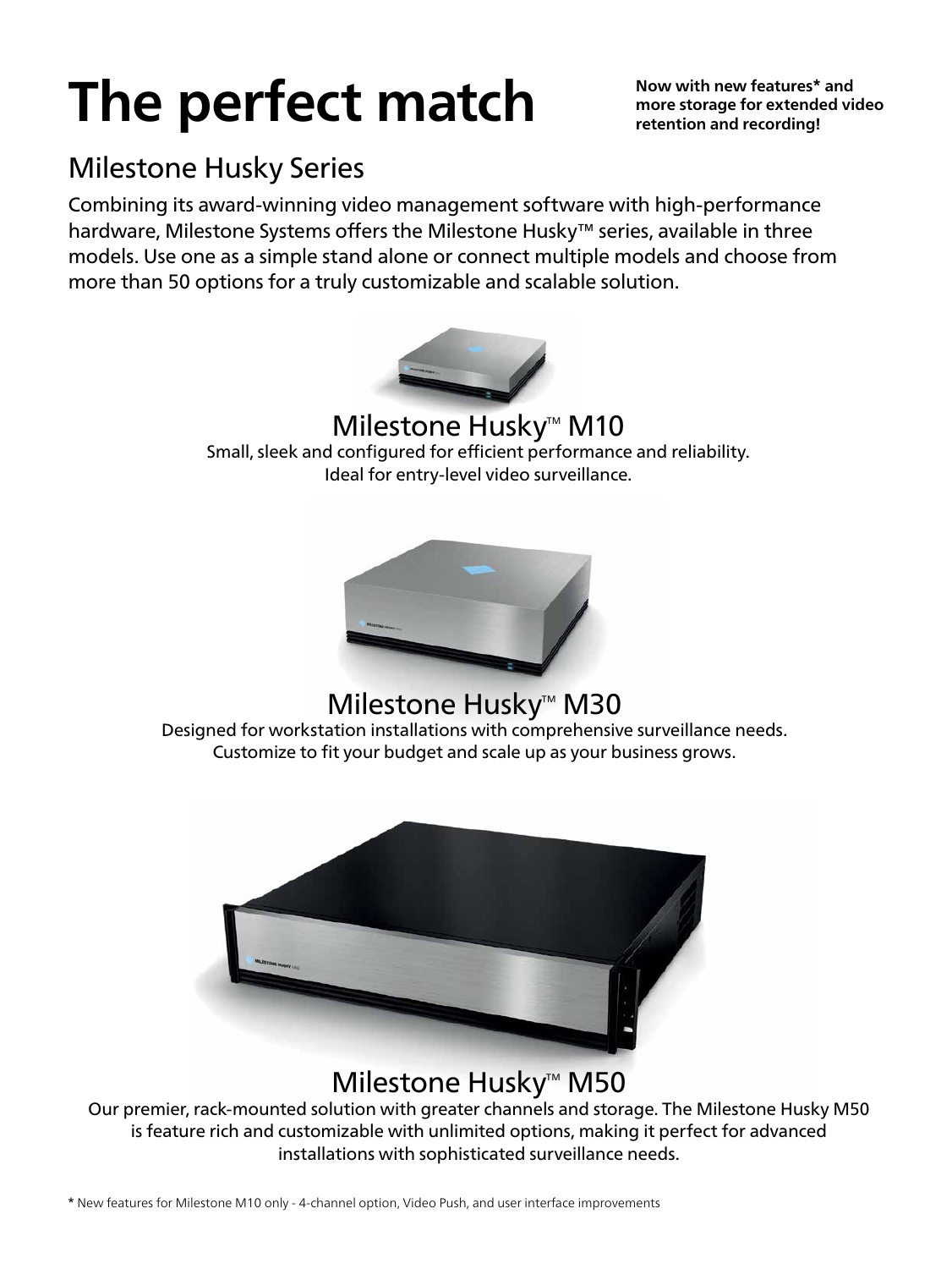# The perfect match

**Now with new features* and more storage for extended video retention and recording!**

## Milestone Husky Series

Combining its award-winning video management software with high-performance hardware, Milestone Systems offers the Milestone Husky™ series, available in three models. Use one as a simple stand alone or connect multiple models and choose from more than 50 options for a truly customizable and scalable solution.

### Milestone Husky™ M10

Small, sleek and configured for efficient performance and reliability. Ideal for entry-level video surveillance.

### Milestone Husky™ M30

Designed for workstation installations with comprehensive surveillance needs. Customize to fit your budget and scale up as your business grows.

### Milestone Husky™ M50

Our premier, rack-mounted solution with greater channels and storage. The Milestone Husky M50 is feature rich and customizable with unlimited options, making it perfect for advanced installations with sophisticated surveillance needs.

**\*** New features for Milestone M10 only - 4-channel option, Video Push, and user interface improvements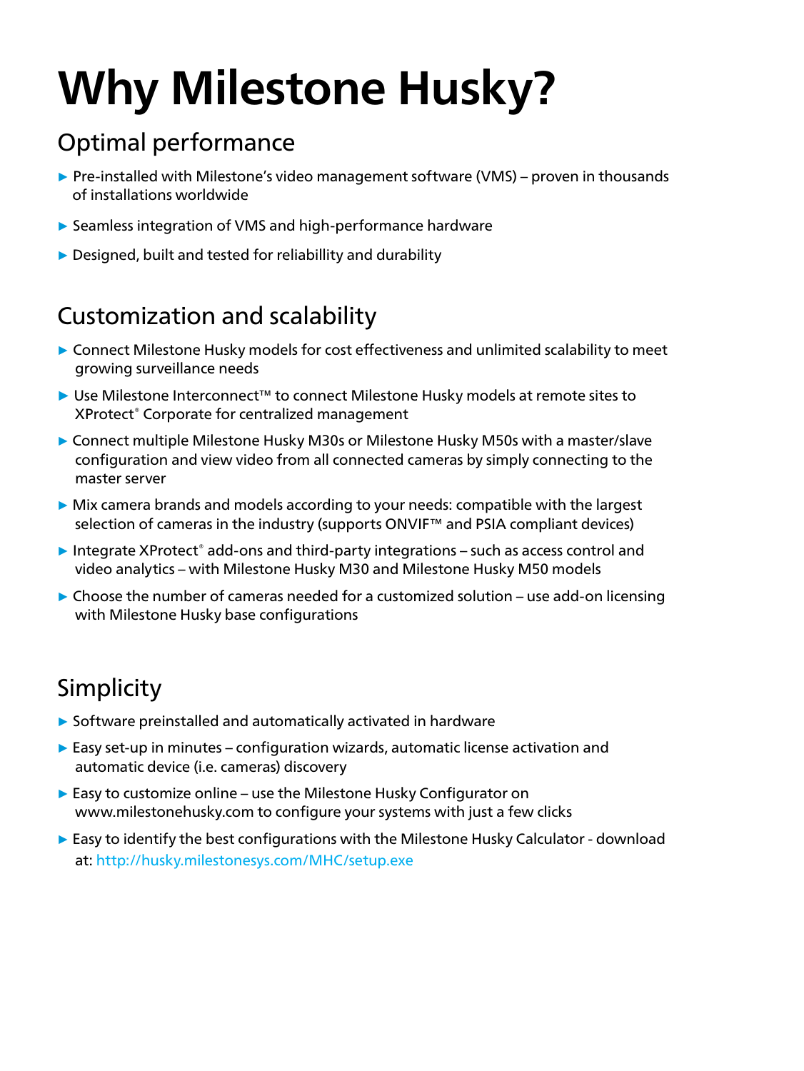# Why Milestone Husky?

## Optimal performance

- Pre-installed with Milestone's video management software (VMS) – proven in thousands of installations worldwide
- Seamless integration of VMS and high-performance hardware
- Designed, built and tested for reliabillity and durability

## Customization and scalability

- Connect Milestone Husky models for cost effectiveness and unlimited scalability to meet growing surveillance needs
- Use Milestone Interconnect™ to connect Milestone Husky models at remote sites to XProtect® Corporate for centralized management
- Connect multiple Milestone Husky M30s or Milestone Husky M50s with a master/slave configuration and view video from all connected cameras by simply connecting to the master server
- Mix camera brands and models according to your needs: compatible with the largest selection of cameras in the industry (supports ONVIF™ and PSIA compliant devices)
- Integrate XProtect® add-ons and third-party integrations – such as access control and video analytics – with Milestone Husky M30 and Milestone Husky M50 models
- Choose the number of cameras needed for a customized solution – use add-on licensing with Milestone Husky base configurations

## Simplicity

- Software preinstalled and automatically activated in hardware
- Easy set-up in minutes – configuration wizards, automatic license activation and automatic device (i.e. cameras) discovery
- Easy to customize online – use the Milestone Husky Configurator on www.milestonehusky.com to configure your systems with just a few clicks
- Easy to identify the best configurations with the Milestone Husky Calculator - download at: http://husky.milestonesys.com/MHC/setup.exe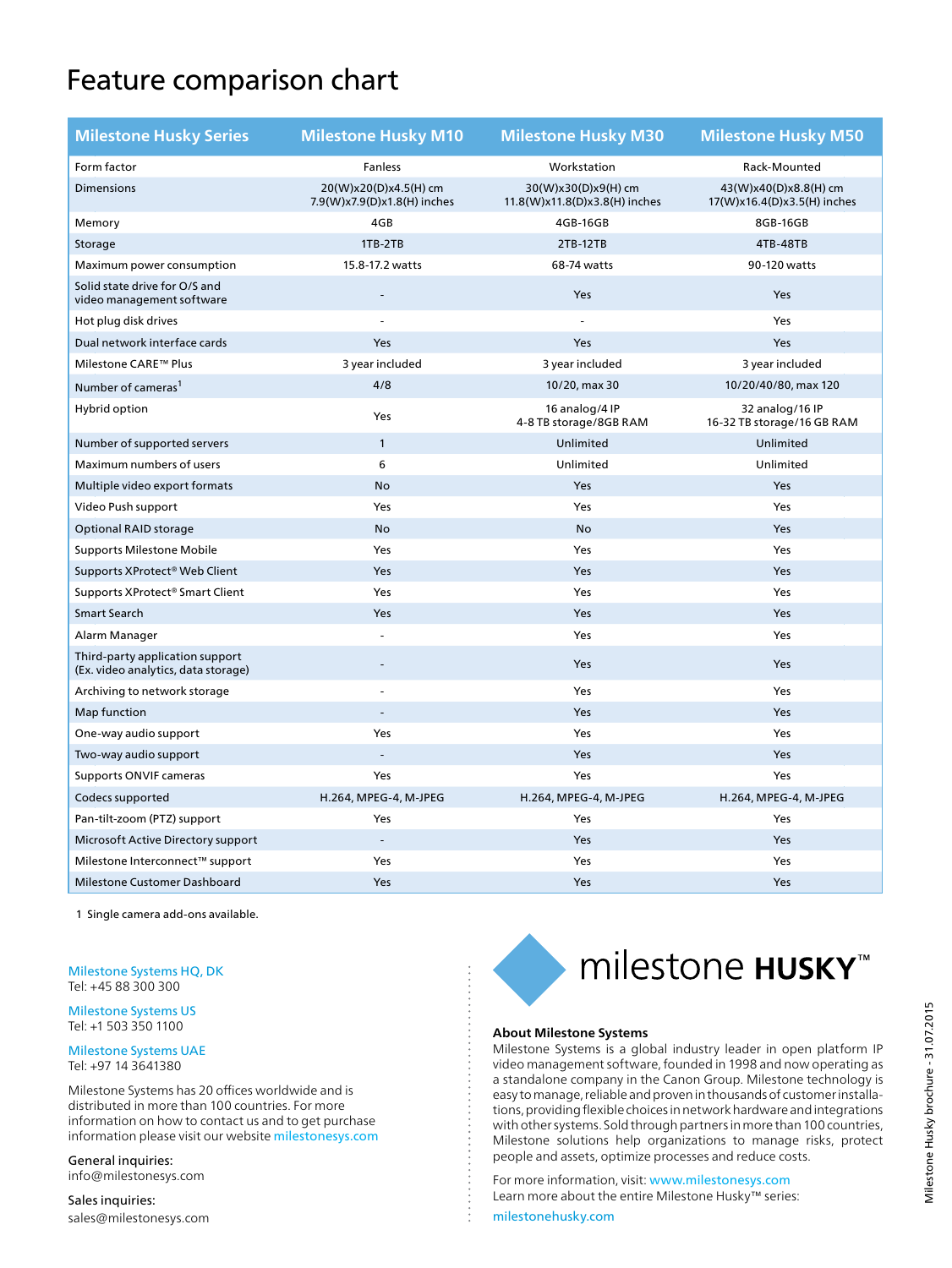# Feature comparison chart

| Milestone Husky Series | Milestone Husky M10 | Milestone Husky M30 | Milestone Husky M50 |
|---|---|---|---|
| Form factor | Fanless | Workstation | Rack-Mounted |
| Dimensions | 20(W)x20(D)x4.5(H) cm<br>7.9(W)x7.9(D)x1.8(H) inches | 30(W)x30(D)x9(H) cm<br>11.8(W)x11.8(D)x3.8(H) inches | 43(W)x40(D)x8.8(H) cm<br>17(W)x16.4(D)x3.5(H) inches |
| Memory | 4GB | 4GB-16GB | 8GB-16GB |
| Storage | 1TB-2TB | 2TB-12TB | 4TB-48TB |
| Maximum power consumption | 15.8-17.2 watts | 68-74 watts | 90-120 watts |
| Solid state drive for O/S and video management software | - | Yes | Yes |
| Hot plug disk drives | - | - | Yes |
| Dual network interface cards | Yes | Yes | Yes |
| Milestone CARE™ Plus | 3 year included | 3 year included | 3 year included |
| Number of cameras[1] | 4/8 | 10/20, max 30 | 10/20/40/80, max 120 |
| Hybrid option | Yes | 16 analog/4 IP<br>4-8 TB storage/8GB RAM | 32 analog/16 IP<br>16-32 TB storage/16 GB RAM |
| Number of supported servers | 1 | Unlimited | Unlimited |
| Maximum numbers of users | 6 | Unlimited | Unlimited |
| Multiple video export formats | No | Yes | Yes |
| Video Push support | Yes | Yes | Yes |
| Optional RAID storage | No | No | Yes |
| Supports Milestone Mobile | Yes | Yes | Yes |
| Supports XProtect® Web Client | Yes | Yes | Yes |
| Supports XProtect® Smart Client | Yes | Yes | Yes |
| Smart Search | Yes | Yes | Yes |
| Alarm Manager | - | Yes | Yes |
| Third-party application support (Ex. video analytics, data storage) | - | Yes | Yes |
| Archiving to network storage | - | Yes | Yes |
| Map function | - | Yes | Yes |
| One-way audio support | Yes | Yes | Yes |
| Two-way audio support | - | Yes | Yes |
| Supports ONVIF cameras | Yes | Yes | Yes |
| Codecs supported | H.264, MPEG-4, M-JPEG | H.264, MPEG-4, M-JPEG | H.264, MPEG-4, M-JPEG |
| Pan-tilt-zoom (PTZ) support | Yes | Yes | Yes |
| Microsoft Active Directory support | - | Yes | Yes |
| Milestone Interconnect™ support | Yes | Yes | Yes |
| Milestone Customer Dashboard | Yes | Yes | Yes |

1 Single camera add-ons available.

Milestone Systems HQ, DK
Tel: +45 88 300 300

Milestone Systems US
Tel: +1 503 350 1100

Milestone Systems UAE
Tel: +97 14 3641380

Milestone Systems has 20 offices worldwide and is distributed in more than 100 countries. For more information on how to contact us and to get purchase information please visit our website milestonesys.com

**General inquiries:**
info@milestonesys.com

**Sales inquiries:**
sales@milestonesys.com

milestone **HUSKY**™

**About Milestone Systems**

Milestone Systems is a global industry leader in open platform IP video management software, founded in 1998 and now operating as a standalone company in the Canon Group. Milestone technology is easy to manage, reliable and proven in thousands of customer installations, providing flexible choices in network hardware and integrations with other systems. Sold through partners in more than 100 countries, Milestone solutions help organizations to manage risks, protect people and assets, optimize processes and reduce costs.

For more information, visit: www.milestonesys.com
Learn more about the entire Milestone Husky™ series:
milestonehusky.com

Milestone Husky brochure - 31.07.2015